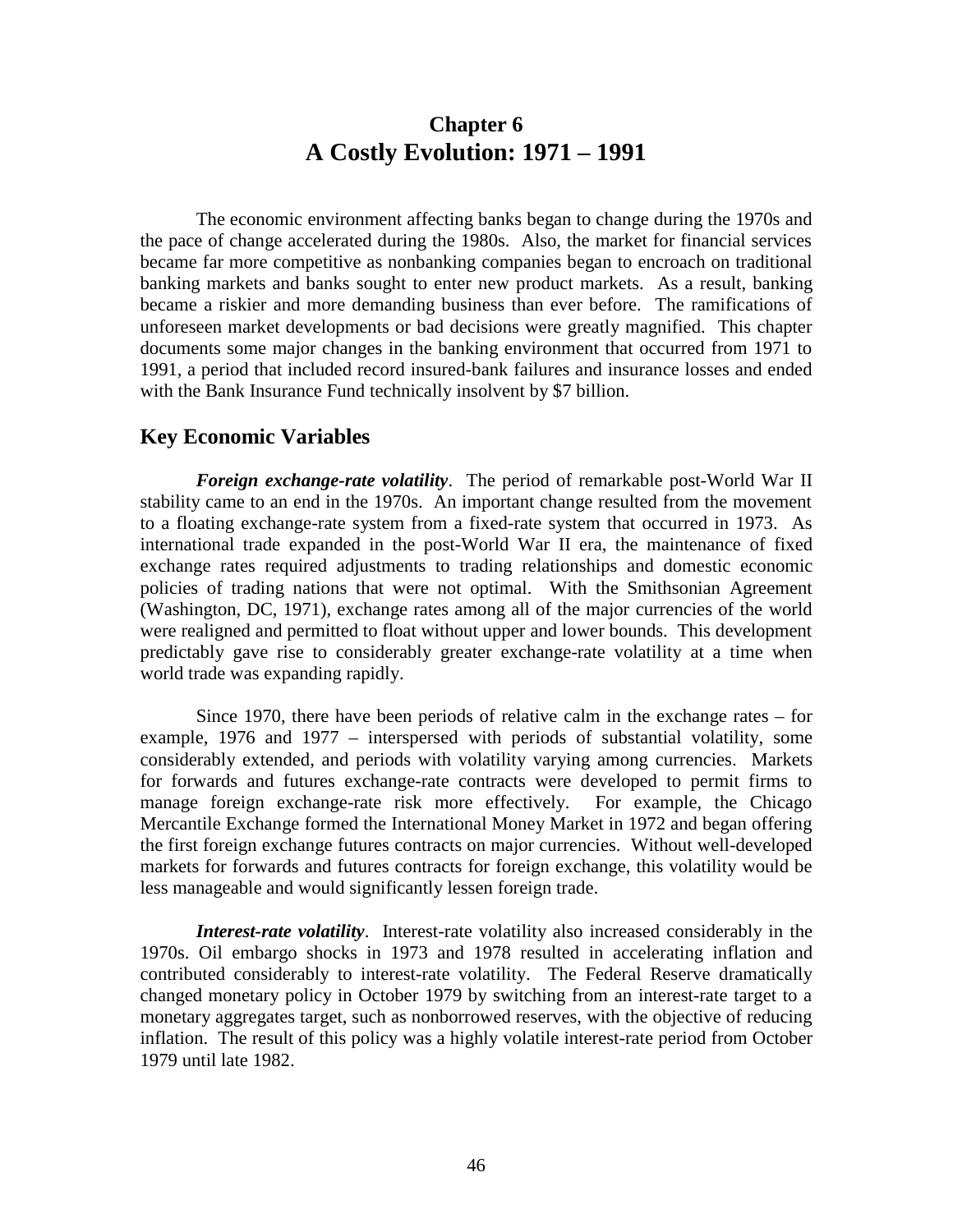# Chapter 6
# A Costly Evolution: 1971 – 1991

The economic environment affecting banks began to change during the 1970s and the pace of change accelerated during the 1980s. Also, the market for financial services became far more competitive as nonbanking companies began to encroach on traditional banking markets and banks sought to enter new product markets. As a result, banking became a riskier and more demanding business than ever before. The ramifications of unforeseen market developments or bad decisions were greatly magnified. This chapter documents some major changes in the banking environment that occurred from 1971 to 1991, a period that included record insured-bank failures and insurance losses and ended with the Bank Insurance Fund technically insolvent by $7 billion.

## Key Economic Variables

***Foreign exchange-rate volatility***. The period of remarkable post-World War II stability came to an end in the 1970s. An important change resulted from the movement to a floating exchange-rate system from a fixed-rate system that occurred in 1973. As international trade expanded in the post-World War II era, the maintenance of fixed exchange rates required adjustments to trading relationships and domestic economic policies of trading nations that were not optimal. With the Smithsonian Agreement (Washington, DC, 1971), exchange rates among all of the major currencies of the world were realigned and permitted to float without upper and lower bounds. This development predictably gave rise to considerably greater exchange-rate volatility at a time when world trade was expanding rapidly.

Since 1970, there have been periods of relative calm in the exchange rates – for example, 1976 and 1977 – interspersed with periods of substantial volatility, some considerably extended, and periods with volatility varying among currencies. Markets for forwards and futures exchange-rate contracts were developed to permit firms to manage foreign exchange-rate risk more effectively. For example, the Chicago Mercantile Exchange formed the International Money Market in 1972 and began offering the first foreign exchange futures contracts on major currencies. Without well-developed markets for forwards and futures contracts for foreign exchange, this volatility would be less manageable and would significantly lessen foreign trade.

***Interest-rate volatility***. Interest-rate volatility also increased considerably in the 1970s. Oil embargo shocks in 1973 and 1978 resulted in accelerating inflation and contributed considerably to interest-rate volatility. The Federal Reserve dramatically changed monetary policy in October 1979 by switching from an interest-rate target to a monetary aggregates target, such as nonborrowed reserves, with the objective of reducing inflation. The result of this policy was a highly volatile interest-rate period from October 1979 until late 1982.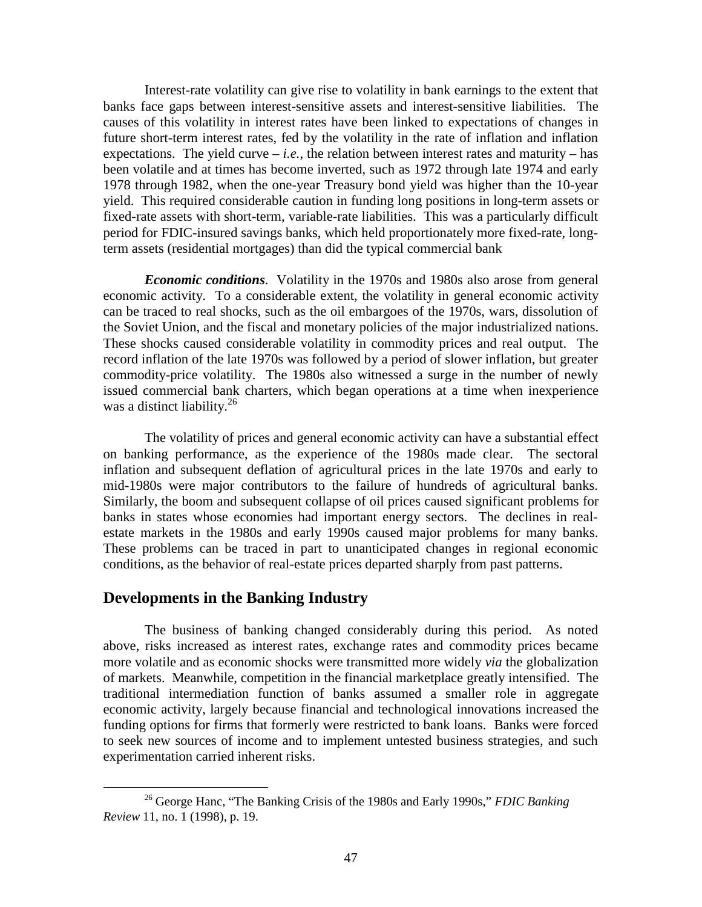Interest-rate volatility can give rise to volatility in bank earnings to the extent that banks face gaps between interest-sensitive assets and interest-sensitive liabilities. The causes of this volatility in interest rates have been linked to expectations of changes in future short-term interest rates, fed by the volatility in the rate of inflation and inflation expectations. The yield curve – *i.e.*, the relation between interest rates and maturity – has been volatile and at times has become inverted, such as 1972 through late 1974 and early 1978 through 1982, when the one-year Treasury bond yield was higher than the 10-year yield. This required considerable caution in funding long positions in long-term assets or fixed-rate assets with short-term, variable-rate liabilities. This was a particularly difficult period for FDIC-insured savings banks, which held proportionately more fixed-rate, long-term assets (residential mortgages) than did the typical commercial bank

***Economic conditions***. Volatility in the 1970s and 1980s also arose from general economic activity. To a considerable extent, the volatility in general economic activity can be traced to real shocks, such as the oil embargoes of the 1970s, wars, dissolution of the Soviet Union, and the fiscal and monetary policies of the major industrialized nations. These shocks caused considerable volatility in commodity prices and real output. The record inflation of the late 1970s was followed by a period of slower inflation, but greater commodity-price volatility. The 1980s also witnessed a surge in the number of newly issued commercial bank charters, which began operations at a time when inexperience was a distinct liability.[26]

The volatility of prices and general economic activity can have a substantial effect on banking performance, as the experience of the 1980s made clear. The sectoral inflation and subsequent deflation of agricultural prices in the late 1970s and early to mid-1980s were major contributors to the failure of hundreds of agricultural banks. Similarly, the boom and subsequent collapse of oil prices caused significant problems for banks in states whose economies had important energy sectors. The declines in real-estate markets in the 1980s and early 1990s caused major problems for many banks. These problems can be traced in part to unanticipated changes in regional economic conditions, as the behavior of real-estate prices departed sharply from past patterns.

## Developments in the Banking Industry

The business of banking changed considerably during this period. As noted above, risks increased as interest rates, exchange rates and commodity prices became more volatile and as economic shocks were transmitted more widely *via* the globalization of markets. Meanwhile, competition in the financial marketplace greatly intensified. The traditional intermediation function of banks assumed a smaller role in aggregate economic activity, largely because financial and technological innovations increased the funding options for firms that formerly were restricted to bank loans. Banks were forced to seek new sources of income and to implement untested business strategies, and such experimentation carried inherent risks.

[26] George Hanc, "The Banking Crisis of the 1980s and Early 1990s," *FDIC Banking Review* 11, no. 1 (1998), p. 19.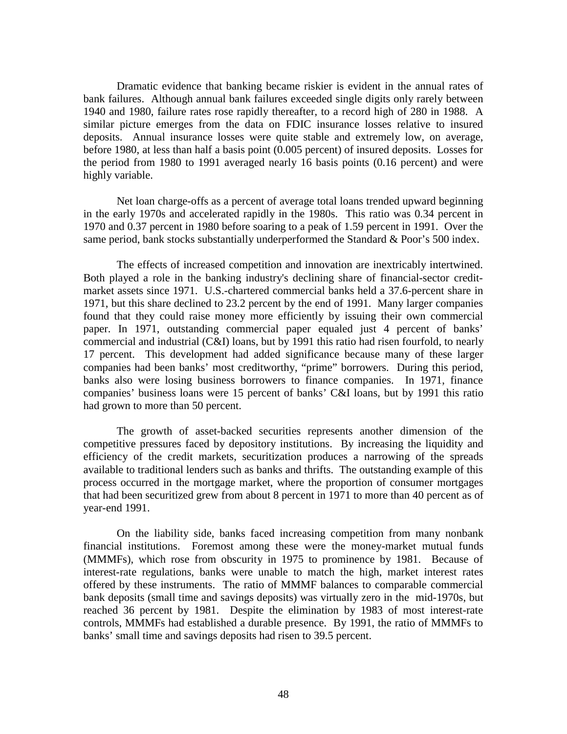Dramatic evidence that banking became riskier is evident in the annual rates of bank failures. Although annual bank failures exceeded single digits only rarely between 1940 and 1980, failure rates rose rapidly thereafter, to a record high of 280 in 1988. A similar picture emerges from the data on FDIC insurance losses relative to insured deposits. Annual insurance losses were quite stable and extremely low, on average, before 1980, at less than half a basis point (0.005 percent) of insured deposits. Losses for the period from 1980 to 1991 averaged nearly 16 basis points (0.16 percent) and were highly variable.

Net loan charge-offs as a percent of average total loans trended upward beginning in the early 1970s and accelerated rapidly in the 1980s. This ratio was 0.34 percent in 1970 and 0.37 percent in 1980 before soaring to a peak of 1.59 percent in 1991. Over the same period, bank stocks substantially underperformed the Standard & Poor's 500 index.

The effects of increased competition and innovation are inextricably intertwined. Both played a role in the banking industry's declining share of financial-sector credit-market assets since 1971. U.S.-chartered commercial banks held a 37.6-percent share in 1971, but this share declined to 23.2 percent by the end of 1991. Many larger companies found that they could raise money more efficiently by issuing their own commercial paper. In 1971, outstanding commercial paper equaled just 4 percent of banks' commercial and industrial (C&I) loans, but by 1991 this ratio had risen fourfold, to nearly 17 percent. This development had added significance because many of these larger companies had been banks' most creditworthy, "prime" borrowers. During this period, banks also were losing business borrowers to finance companies. In 1971, finance companies' business loans were 15 percent of banks' C&I loans, but by 1991 this ratio had grown to more than 50 percent.

The growth of asset-backed securities represents another dimension of the competitive pressures faced by depository institutions. By increasing the liquidity and efficiency of the credit markets, securitization produces a narrowing of the spreads available to traditional lenders such as banks and thrifts. The outstanding example of this process occurred in the mortgage market, where the proportion of consumer mortgages that had been securitized grew from about 8 percent in 1971 to more than 40 percent as of year-end 1991.

On the liability side, banks faced increasing competition from many nonbank financial institutions. Foremost among these were the money-market mutual funds (MMMFs), which rose from obscurity in 1975 to prominence by 1981. Because of interest-rate regulations, banks were unable to match the high, market interest rates offered by these instruments. The ratio of MMMF balances to comparable commercial bank deposits (small time and savings deposits) was virtually zero in the mid-1970s, but reached 36 percent by 1981. Despite the elimination by 1983 of most interest-rate controls, MMMFs had established a durable presence. By 1991, the ratio of MMMFs to banks' small time and savings deposits had risen to 39.5 percent.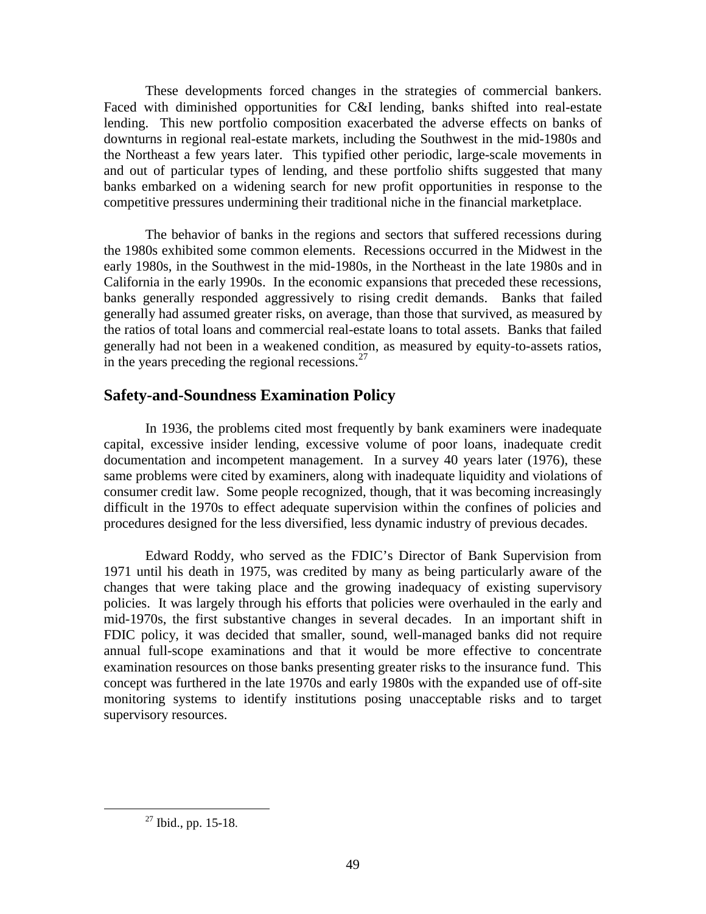These developments forced changes in the strategies of commercial bankers. Faced with diminished opportunities for C&I lending, banks shifted into real-estate lending. This new portfolio composition exacerbated the adverse effects on banks of downturns in regional real-estate markets, including the Southwest in the mid-1980s and the Northeast a few years later. This typified other periodic, large-scale movements in and out of particular types of lending, and these portfolio shifts suggested that many banks embarked on a widening search for new profit opportunities in response to the competitive pressures undermining their traditional niche in the financial marketplace.

The behavior of banks in the regions and sectors that suffered recessions during the 1980s exhibited some common elements. Recessions occurred in the Midwest in the early 1980s, in the Southwest in the mid-1980s, in the Northeast in the late 1980s and in California in the early 1990s. In the economic expansions that preceded these recessions, banks generally responded aggressively to rising credit demands. Banks that failed generally had assumed greater risks, on average, than those that survived, as measured by the ratios of total loans and commercial real-estate loans to total assets. Banks that failed generally had not been in a weakened condition, as measured by equity-to-assets ratios, in the years preceding the regional recessions.[27]

## Safety-and-Soundness Examination Policy

In 1936, the problems cited most frequently by bank examiners were inadequate capital, excessive insider lending, excessive volume of poor loans, inadequate credit documentation and incompetent management. In a survey 40 years later (1976), these same problems were cited by examiners, along with inadequate liquidity and violations of consumer credit law. Some people recognized, though, that it was becoming increasingly difficult in the 1970s to effect adequate supervision within the confines of policies and procedures designed for the less diversified, less dynamic industry of previous decades.

Edward Roddy, who served as the FDIC's Director of Bank Supervision from 1971 until his death in 1975, was credited by many as being particularly aware of the changes that were taking place and the growing inadequacy of existing supervisory policies. It was largely through his efforts that policies were overhauled in the early and mid-1970s, the first substantive changes in several decades. In an important shift in FDIC policy, it was decided that smaller, sound, well-managed banks did not require annual full-scope examinations and that it would be more effective to concentrate examination resources on those banks presenting greater risks to the insurance fund. This concept was furthered in the late 1970s and early 1980s with the expanded use of off-site monitoring systems to identify institutions posing unacceptable risks and to target supervisory resources.

[27] Ibid., pp. 15-18.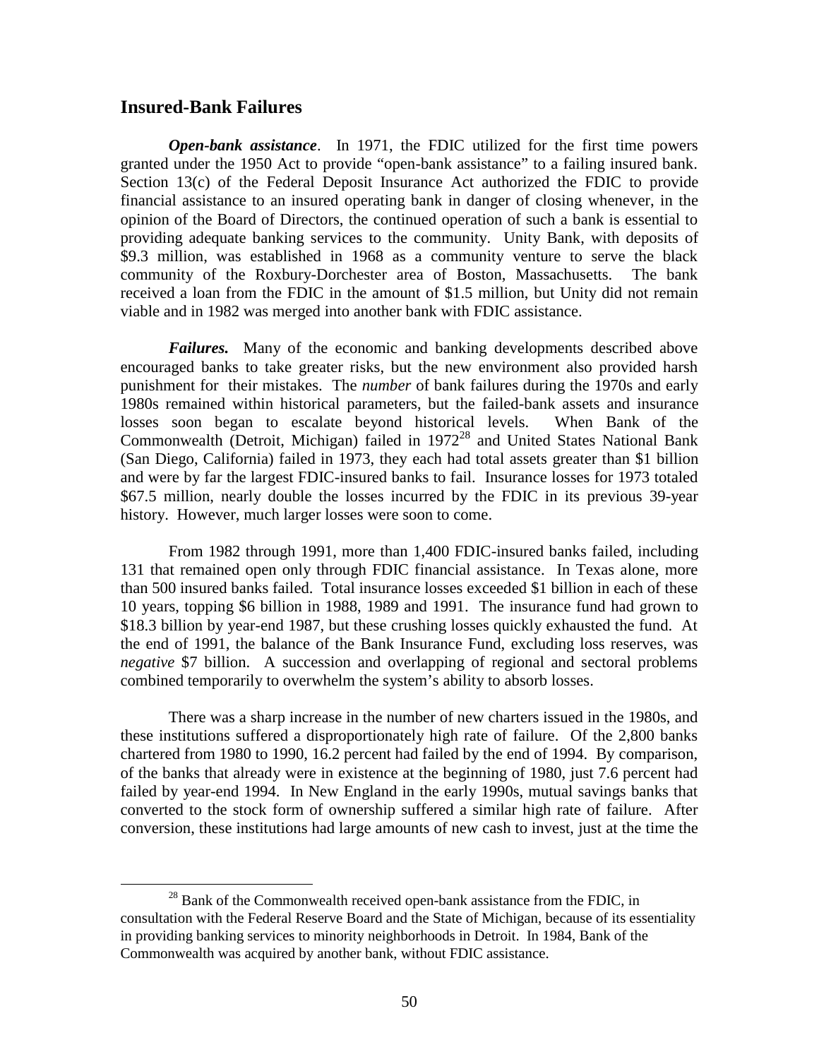## Insured-Bank Failures

***Open-bank assistance***. In 1971, the FDIC utilized for the first time powers granted under the 1950 Act to provide "open-bank assistance" to a failing insured bank. Section 13(c) of the Federal Deposit Insurance Act authorized the FDIC to provide financial assistance to an insured operating bank in danger of closing whenever, in the opinion of the Board of Directors, the continued operation of such a bank is essential to providing adequate banking services to the community. Unity Bank, with deposits of $9.3 million, was established in 1968 as a community venture to serve the black community of the Roxbury-Dorchester area of Boston, Massachusetts. The bank received a loan from the FDIC in the amount of $1.5 million, but Unity did not remain viable and in 1982 was merged into another bank with FDIC assistance.

***Failures.*** Many of the economic and banking developments described above encouraged banks to take greater risks, but the new environment also provided harsh punishment for their mistakes. The *number* of bank failures during the 1970s and early 1980s remained within historical parameters, but the failed-bank assets and insurance losses soon began to escalate beyond historical levels. When Bank of the Commonwealth (Detroit, Michigan) failed in 1972[28] and United States National Bank (San Diego, California) failed in 1973, they each had total assets greater than $1 billion and were by far the largest FDIC-insured banks to fail. Insurance losses for 1973 totaled $67.5 million, nearly double the losses incurred by the FDIC in its previous 39-year history. However, much larger losses were soon to come.

From 1982 through 1991, more than 1,400 FDIC-insured banks failed, including 131 that remained open only through FDIC financial assistance. In Texas alone, more than 500 insured banks failed. Total insurance losses exceeded $1 billion in each of these 10 years, topping $6 billion in 1988, 1989 and 1991. The insurance fund had grown to $18.3 billion by year-end 1987, but these crushing losses quickly exhausted the fund. At the end of 1991, the balance of the Bank Insurance Fund, excluding loss reserves, was *negative* $7 billion. A succession and overlapping of regional and sectoral problems combined temporarily to overwhelm the system's ability to absorb losses.

There was a sharp increase in the number of new charters issued in the 1980s, and these institutions suffered a disproportionately high rate of failure. Of the 2,800 banks chartered from 1980 to 1990, 16.2 percent had failed by the end of 1994. By comparison, of the banks that already were in existence at the beginning of 1980, just 7.6 percent had failed by year-end 1994. In New England in the early 1990s, mutual savings banks that converted to the stock form of ownership suffered a similar high rate of failure. After conversion, these institutions had large amounts of new cash to invest, just at the time the

[28] Bank of the Commonwealth received open-bank assistance from the FDIC, in consultation with the Federal Reserve Board and the State of Michigan, because of its essentiality in providing banking services to minority neighborhoods in Detroit. In 1984, Bank of the Commonwealth was acquired by another bank, without FDIC assistance.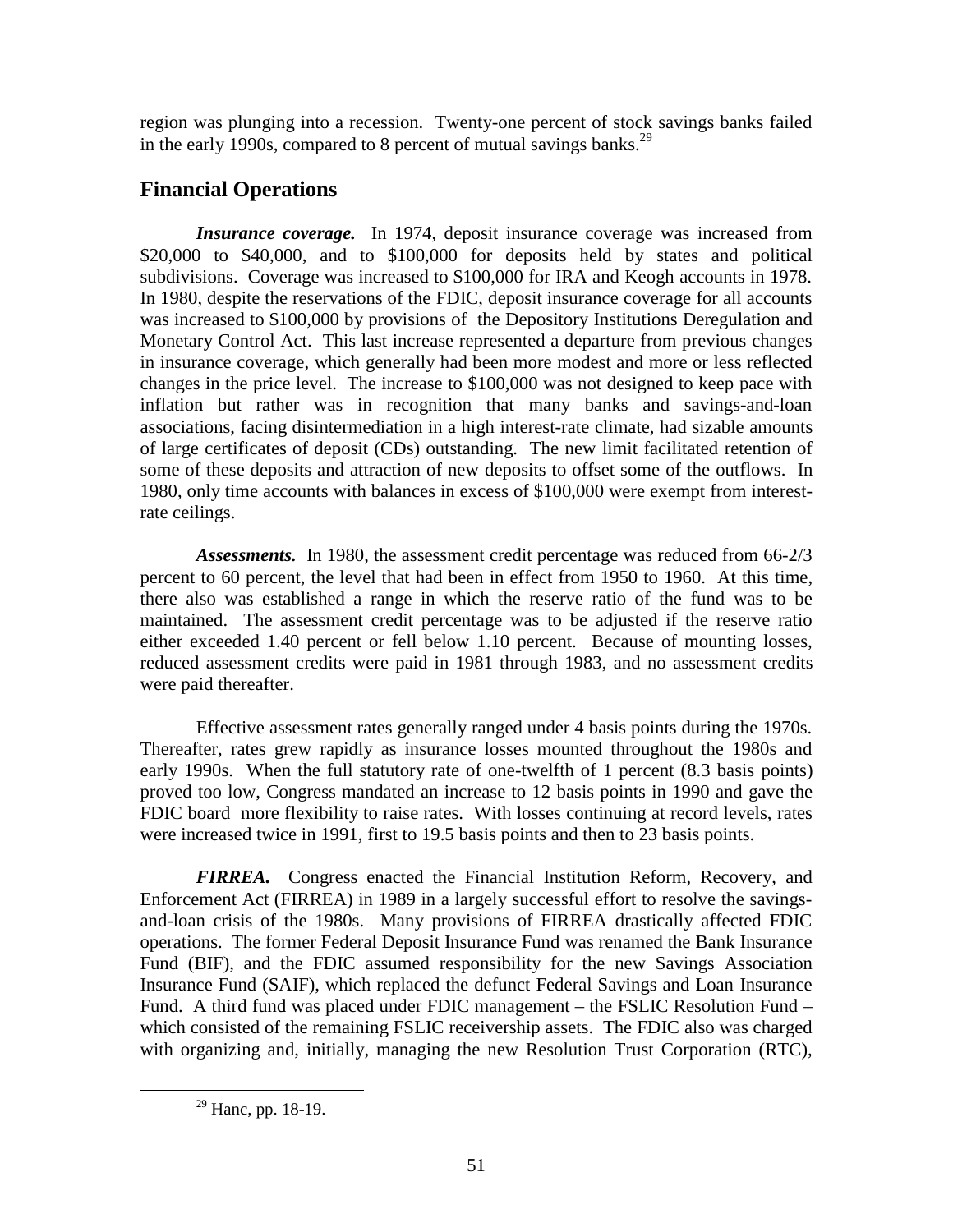region was plunging into a recession. Twenty-one percent of stock savings banks failed in the early 1990s, compared to 8 percent of mutual savings banks.[29]

## Financial Operations

***Insurance coverage.*** In 1974, deposit insurance coverage was increased from \$20,000 to \$40,000, and to \$100,000 for deposits held by states and political subdivisions. Coverage was increased to \$100,000 for IRA and Keogh accounts in 1978. In 1980, despite the reservations of the FDIC, deposit insurance coverage for all accounts was increased to \$100,000 by provisions of the Depository Institutions Deregulation and Monetary Control Act. This last increase represented a departure from previous changes in insurance coverage, which generally had been more modest and more or less reflected changes in the price level. The increase to \$100,000 was not designed to keep pace with inflation but rather was in recognition that many banks and savings-and-loan associations, facing disintermediation in a high interest-rate climate, had sizable amounts of large certificates of deposit (CDs) outstanding. The new limit facilitated retention of some of these deposits and attraction of new deposits to offset some of the outflows. In 1980, only time accounts with balances in excess of \$100,000 were exempt from interest-rate ceilings.

***Assessments.*** In 1980, the assessment credit percentage was reduced from 66-2/3 percent to 60 percent, the level that had been in effect from 1950 to 1960. At this time, there also was established a range in which the reserve ratio of the fund was to be maintained. The assessment credit percentage was to be adjusted if the reserve ratio either exceeded 1.40 percent or fell below 1.10 percent. Because of mounting losses, reduced assessment credits were paid in 1981 through 1983, and no assessment credits were paid thereafter.

Effective assessment rates generally ranged under 4 basis points during the 1970s. Thereafter, rates grew rapidly as insurance losses mounted throughout the 1980s and early 1990s. When the full statutory rate of one-twelfth of 1 percent (8.3 basis points) proved too low, Congress mandated an increase to 12 basis points in 1990 and gave the FDIC board more flexibility to raise rates. With losses continuing at record levels, rates were increased twice in 1991, first to 19.5 basis points and then to 23 basis points.

***FIRREA.*** Congress enacted the Financial Institution Reform, Recovery, and Enforcement Act (FIRREA) in 1989 in a largely successful effort to resolve the savings-and-loan crisis of the 1980s. Many provisions of FIRREA drastically affected FDIC operations. The former Federal Deposit Insurance Fund was renamed the Bank Insurance Fund (BIF), and the FDIC assumed responsibility for the new Savings Association Insurance Fund (SAIF), which replaced the defunct Federal Savings and Loan Insurance Fund. A third fund was placed under FDIC management – the FSLIC Resolution Fund – which consisted of the remaining FSLIC receivership assets. The FDIC also was charged with organizing and, initially, managing the new Resolution Trust Corporation (RTC),

[29] Hanc, pp. 18-19.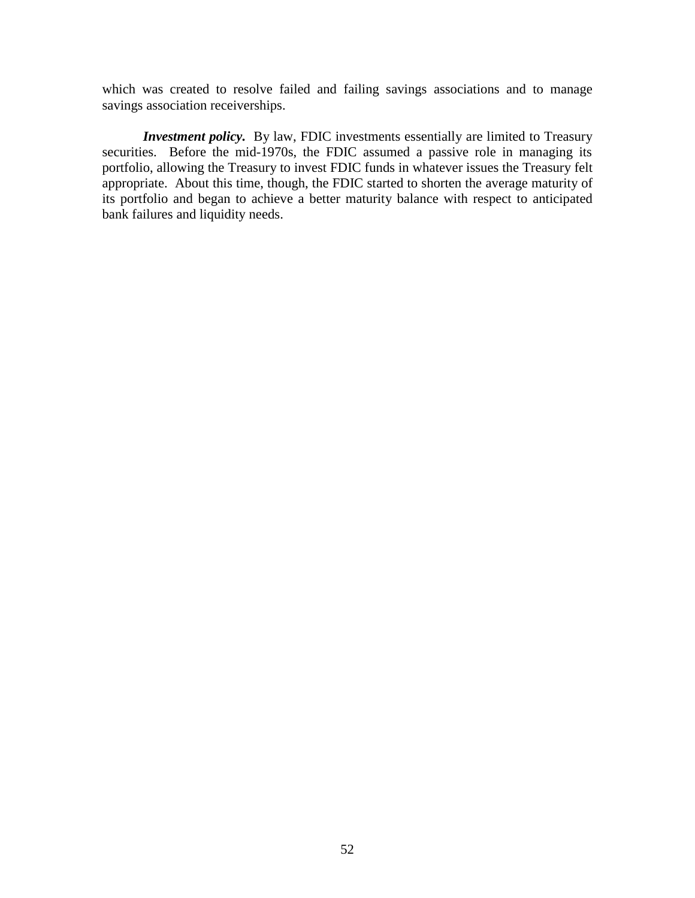which was created to resolve failed and failing savings associations and to manage savings association receiverships.

***Investment policy.*** By law, FDIC investments essentially are limited to Treasury securities. Before the mid-1970s, the FDIC assumed a passive role in managing its portfolio, allowing the Treasury to invest FDIC funds in whatever issues the Treasury felt appropriate. About this time, though, the FDIC started to shorten the average maturity of its portfolio and began to achieve a better maturity balance with respect to anticipated bank failures and liquidity needs.